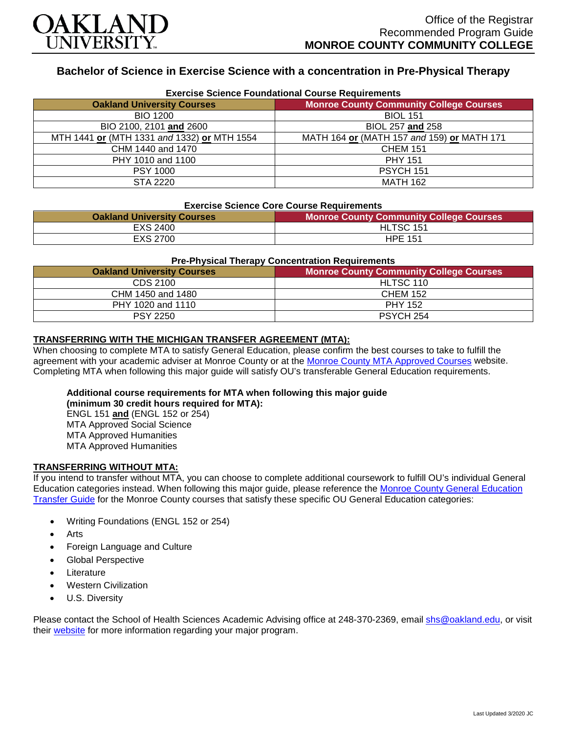OAKLAND UNIVERSITY

Office of the Registrar
Recommended Program Guide
**MONROE COUNTY COMMUNITY COLLEGE**

## Bachelor of Science in Exercise Science with a concentration in Pre-Physical Therapy

### Exercise Science Foundational Course Requirements

| Oakland University Courses | Monroe County Community College Courses |
|---|---|
| BIO 1200 | BIOL 151 |
| BIO 2100, 2101 **and** 2600 | BIOL 257 **and** 258 |
| MTH 1441 **or** (MTH 1331 *and* 1332) **or** MTH 1554 | MATH 164 **or** (MATH 157 *and* 159) **or** MATH 171 |
| CHM 1440 and 1470 | CHEM 151 |
| PHY 1010 and 1100 | PHY 151 |
| PSY 1000 | PSYCH 151 |
| STA 2220 | MATH 162 |

### Exercise Science Core Course Requirements

| Oakland University Courses | Monroe County Community College Courses |
|---|---|
| EXS 2400 | HLTSC 151 |
| EXS 2700 | HPE 151 |

### Pre-Physical Therapy Concentration Requirements

| Oakland University Courses | Monroe County Community College Courses |
|---|---|
| CDS 2100 | HLTSC 110 |
| CHM 1450 and 1480 | CHEM 152 |
| PHY 1020 and 1110 | PHY 152 |
| PSY 2250 | PSYCH 254 |

### TRANSFERRING WITH THE MICHIGAN TRANSFER AGREEMENT (MTA):

When choosing to complete MTA to satisfy General Education, please confirm the best courses to take to fulfill the agreement with your academic adviser at Monroe County or at the Monroe County MTA Approved Courses website. Completing MTA when following this major guide will satisfy OU's transferable General Education requirements.

**Additional course requirements for MTA when following this major guide (minimum 30 credit hours required for MTA):**
ENGL 151 **and** (ENGL 152 or 254)
MTA Approved Social Science
MTA Approved Humanities
MTA Approved Humanities

### TRANSFERRING WITHOUT MTA:

If you intend to transfer without MTA, you can choose to complete additional coursework to fulfill OU's individual General Education categories instead. When following this major guide, please reference the Monroe County General Education Transfer Guide for the Monroe County courses that satisfy these specific OU General Education categories:

- Writing Foundations (ENGL 152 or 254)
- Arts
- Foreign Language and Culture
- Global Perspective
- Literature
- Western Civilization
- U.S. Diversity

Please contact the School of Health Sciences Academic Advising office at 248-370-2369, email shs@oakland.edu, or visit their website for more information regarding your major program.

Last Updated 3/2020 JC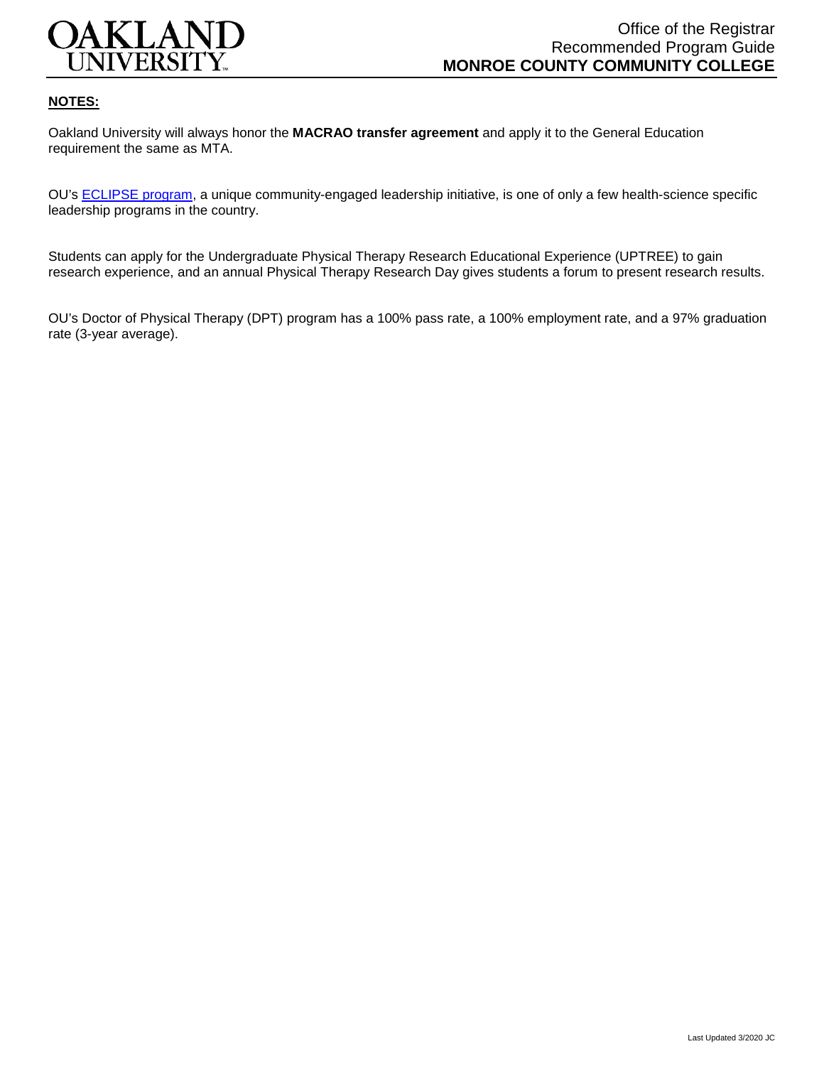**NOTES:**

Oakland University will always honor the **MACRAO transfer agreement** and apply it to the General Education requirement the same as MTA.

OU's ECLIPSE program, a unique community-engaged leadership initiative, is one of only a few health-science specific leadership programs in the country.

Students can apply for the Undergraduate Physical Therapy Research Educational Experience (UPTREE) to gain research experience, and an annual Physical Therapy Research Day gives students a forum to present research results.

OU's Doctor of Physical Therapy (DPT) program has a 100% pass rate, a 100% employment rate, and a 97% graduation rate (3-year average).

Last Updated 3/2020 JC